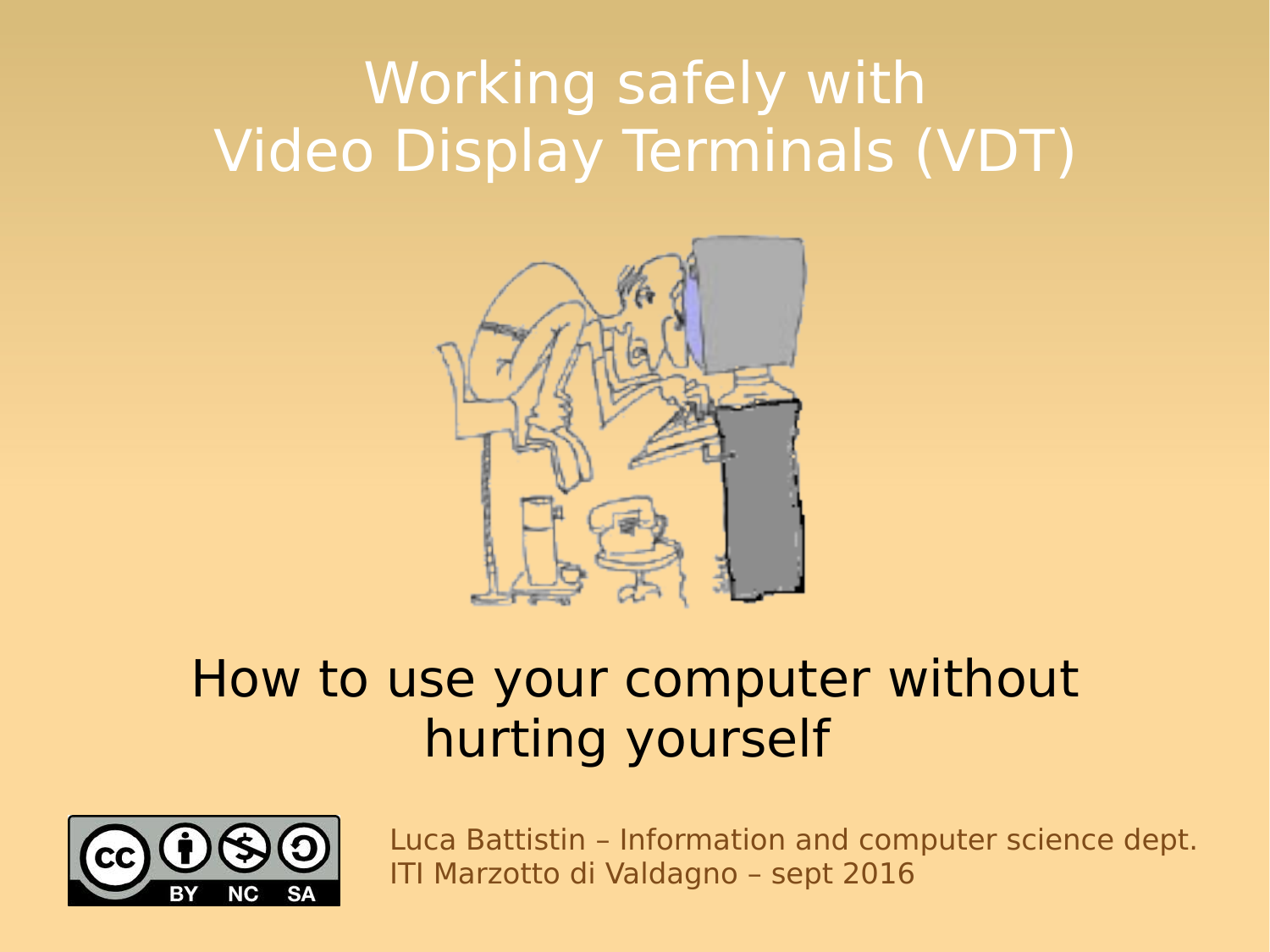# Working safely with Video Display Terminals (VDT)

## How to use your computer without hurting yourself

Luca Battistin – Information and computer science dept.
ITI Marzotto di Valdagno – sept 2016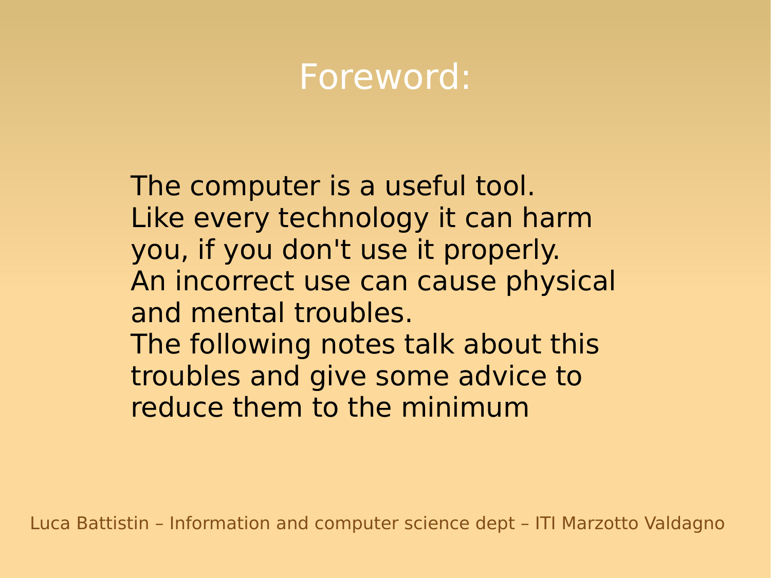# Foreword:

The computer is a useful tool.
Like every technology it can harm you, if you don't use it properly.
An incorrect use can cause physical and mental troubles.
The following notes talk about this troubles and give some advice to reduce them to the minimum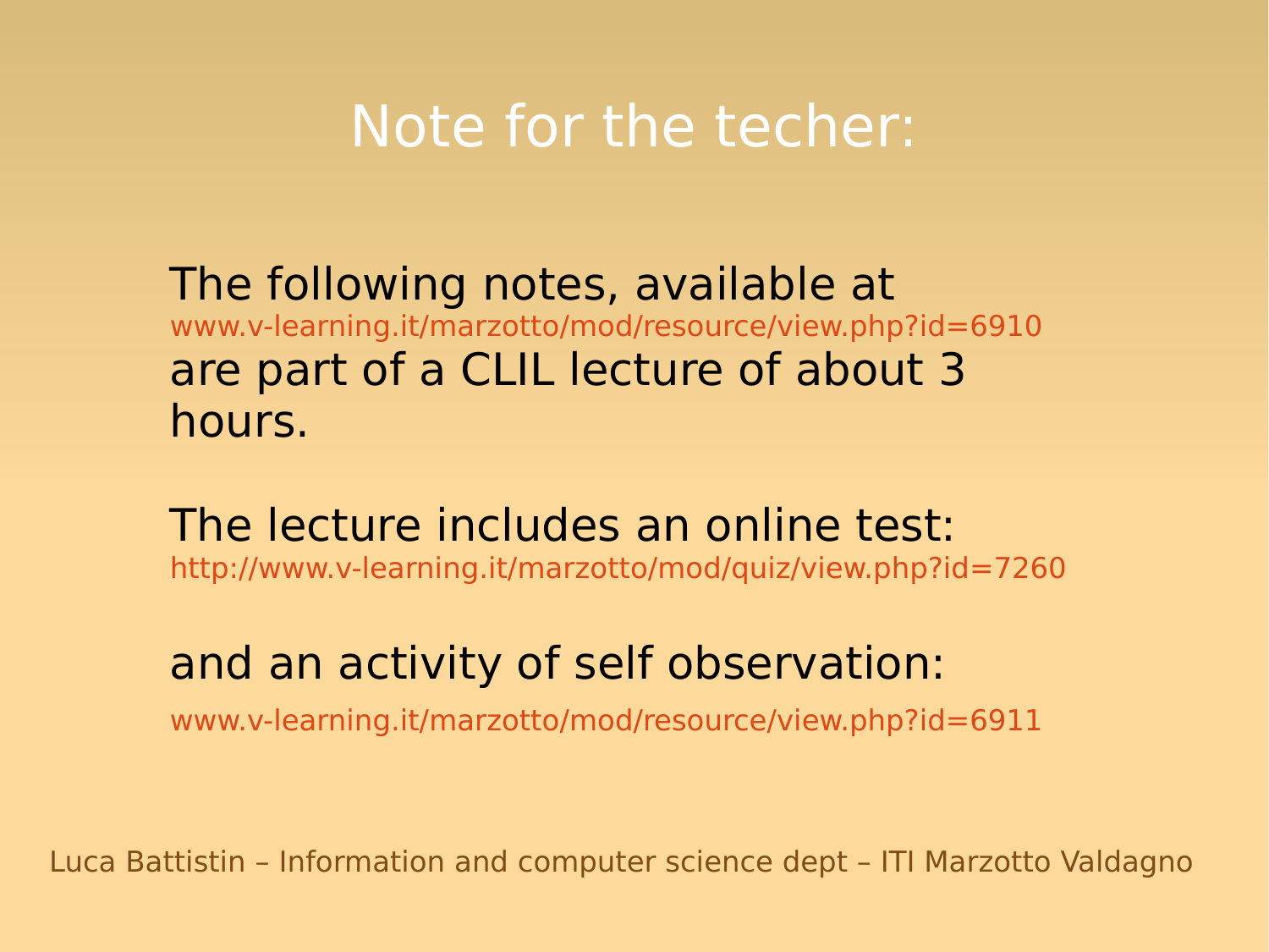# Note for the techer:

The following notes, available at www.v-learning.it/marzotto/mod/resource/view.php?id=6910 are part of a CLIL lecture of about 3 hours.

The lecture includes an online test: http://www.v-learning.it/marzotto/mod/quiz/view.php?id=7260

and an activity of self observation: www.v-learning.it/marzotto/mod/resource/view.php?id=6911

Luca Battistin – Information and computer science dept – ITI Marzotto Valdagno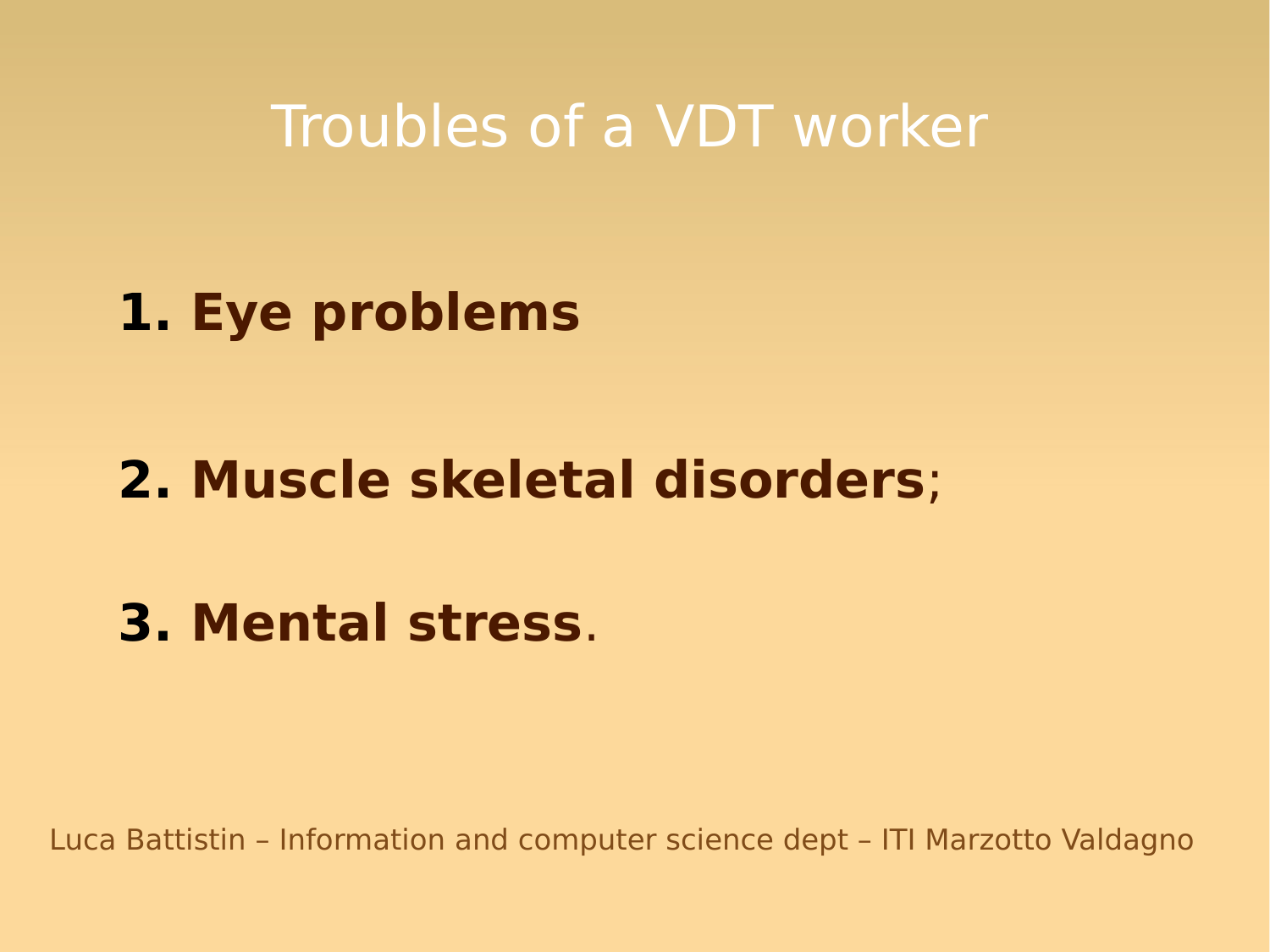# Troubles of a VDT worker

1. **Eye problems**

2. **Muscle skeletal disorders**;

3. **Mental stress**.

Luca Battistin – Information and computer science dept – ITI Marzotto Valdagno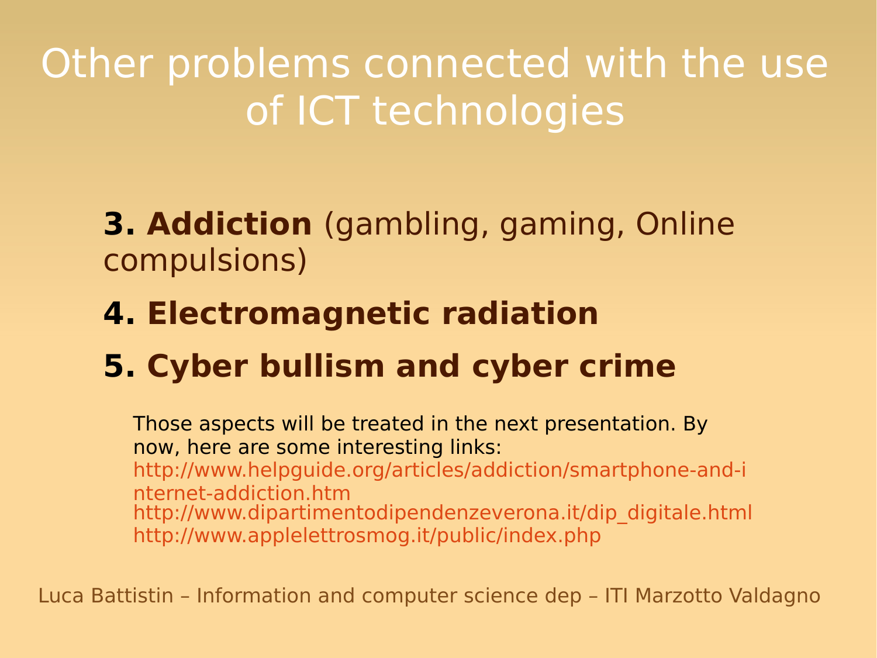# Other problems connected with the use of ICT technologies

**3. Addiction** (gambling, gaming, Online compulsions)

**4. Electromagnetic radiation**

**5. Cyber bullism and cyber crime**

Those aspects will be treated in the next presentation. By now, here are some interesting links:
http://www.helpguide.org/articles/addiction/smartphone-and-internet-addiction.htm
http://www.dipartimentodipendenzeverona.it/dip_digitale.html
http://www.applelettrosmog.it/public/index.php

Luca Battistin – Information and computer science dep – ITI Marzotto Valdagno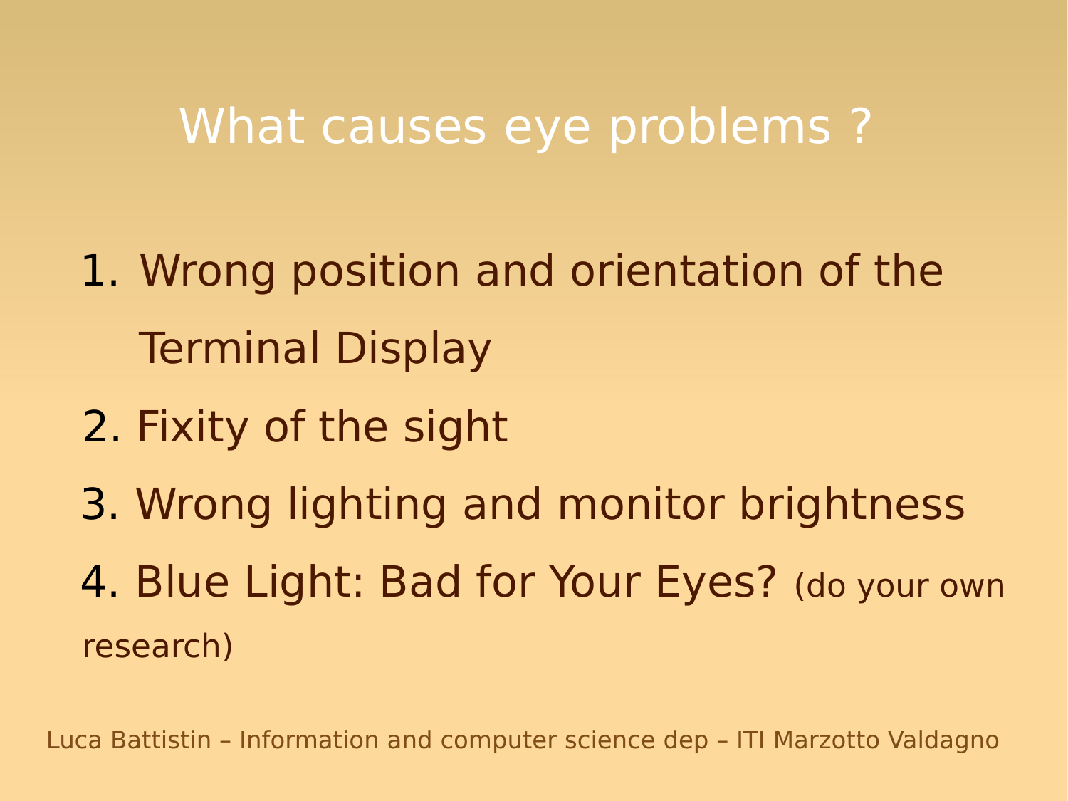# What causes eye problems ?

1. Wrong position and orientation of the Terminal Display
2. Fixity of the sight
3. Wrong lighting and monitor brightness
4. Blue Light: Bad for Your Eyes? (do your own research)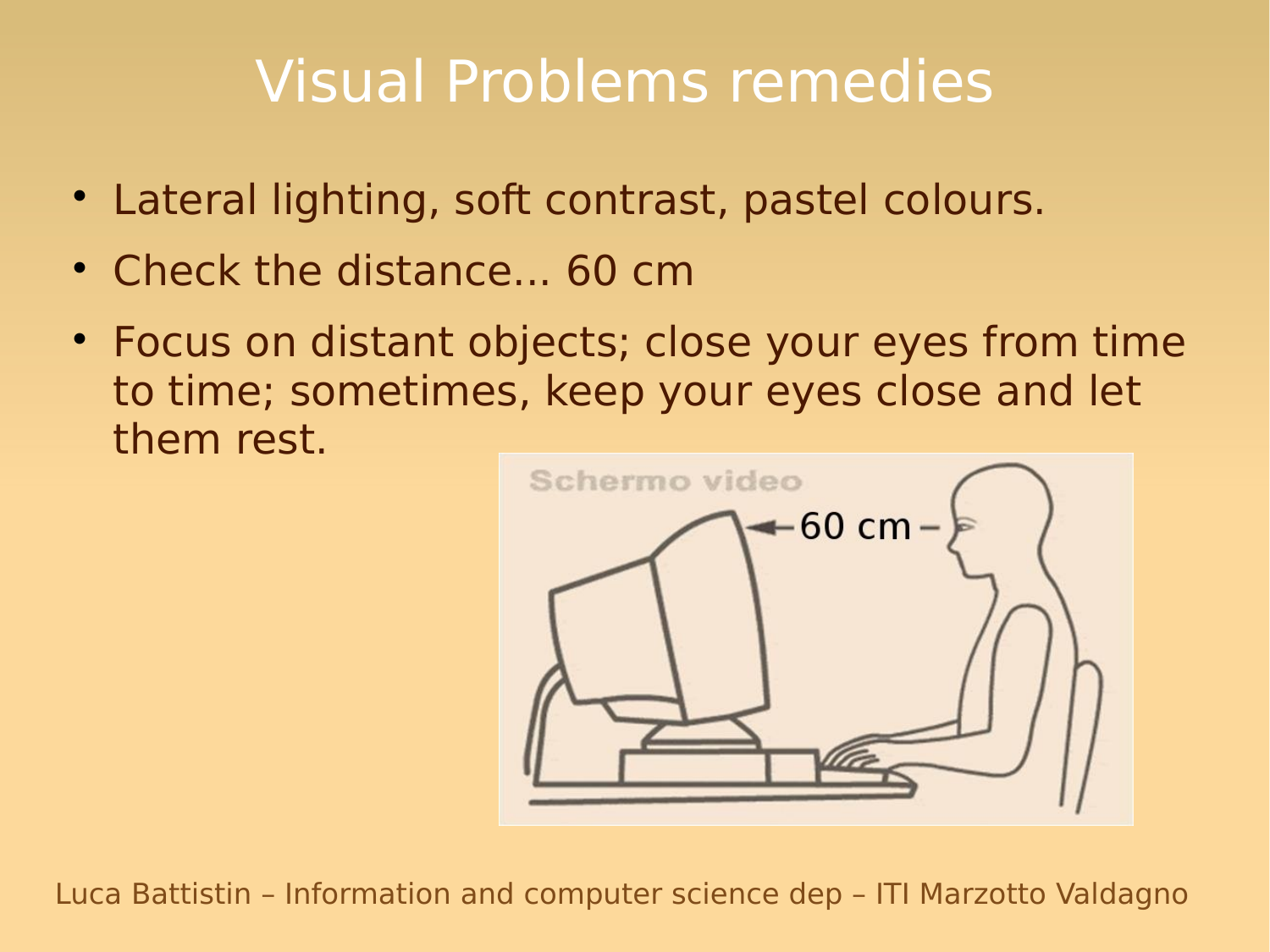# Visual Problems remedies

- Lateral lighting, soft contrast, pastel colours.
- Check the distance... 60 cm
- Focus on distant objects; close your eyes from time to time; sometimes, keep your eyes close and let them rest.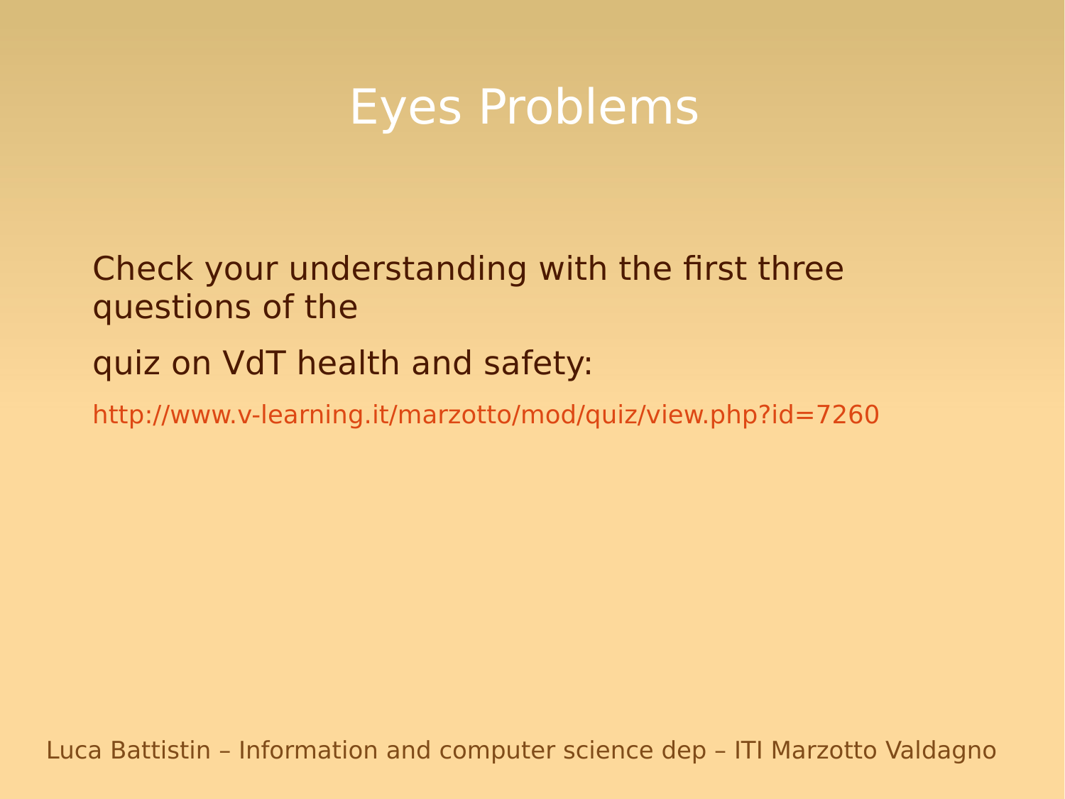# Eyes Problems

Check your understanding with the first three questions of the

quiz on VdT health and safety:

http://www.v-learning.it/marzotto/mod/quiz/view.php?id=7260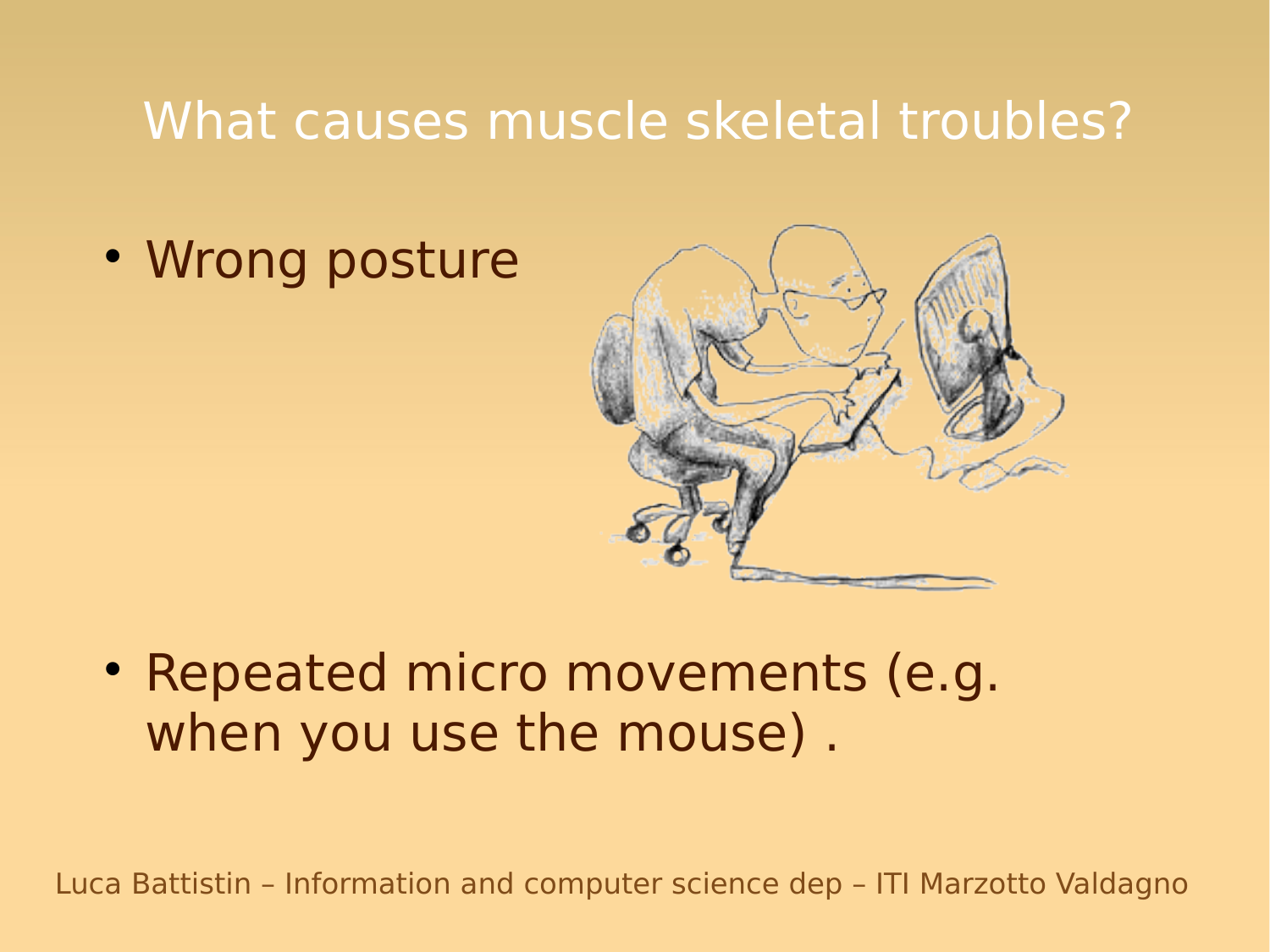# What causes muscle skeletal troubles?

- Wrong posture

- Repeated micro movements (e.g. when you use the mouse) .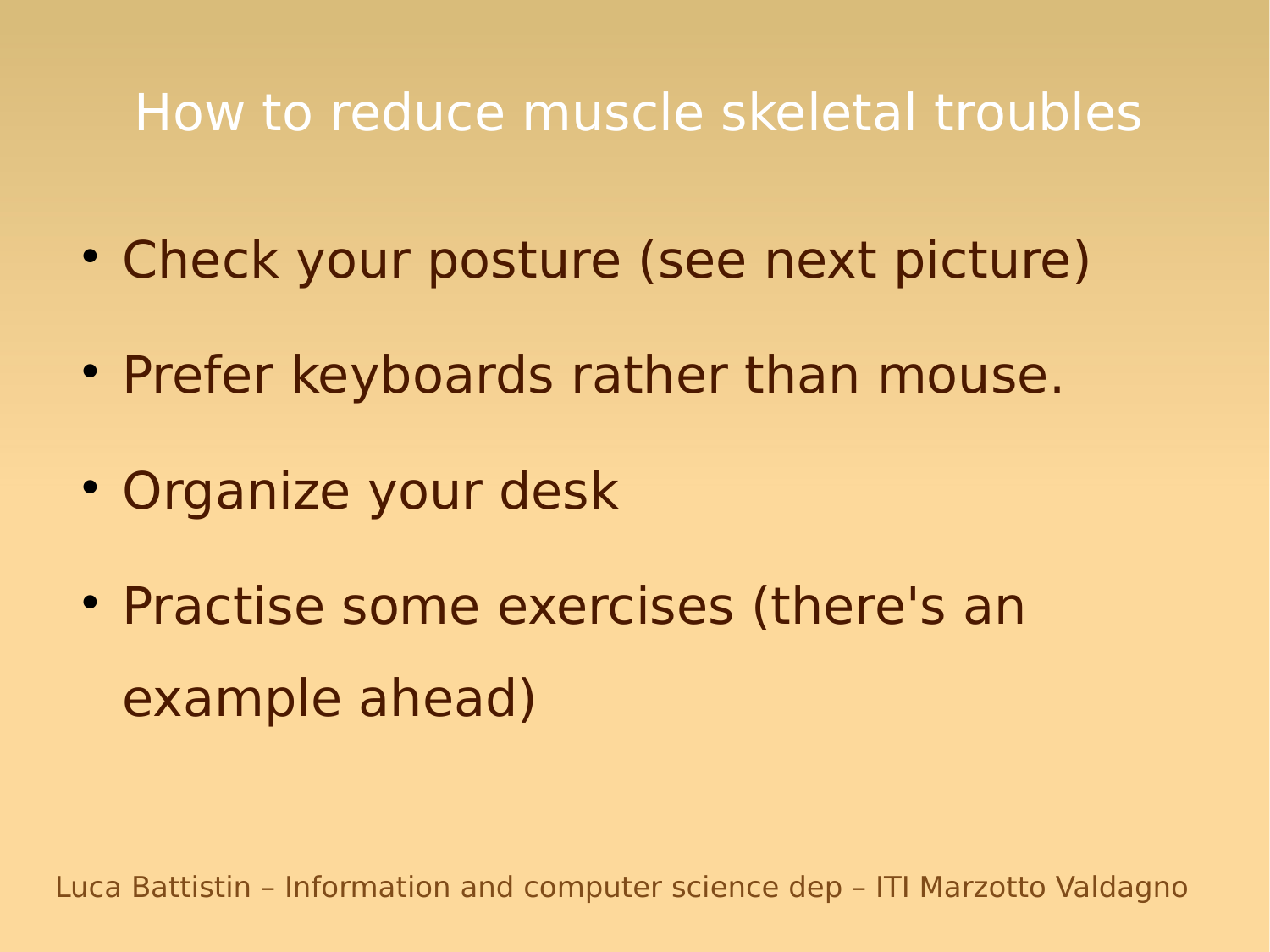# How to reduce muscle skeletal troubles

- Check your posture (see next picture)
- Prefer keyboards rather than mouse.
- Organize your desk
- Practise some exercises (there's an example ahead)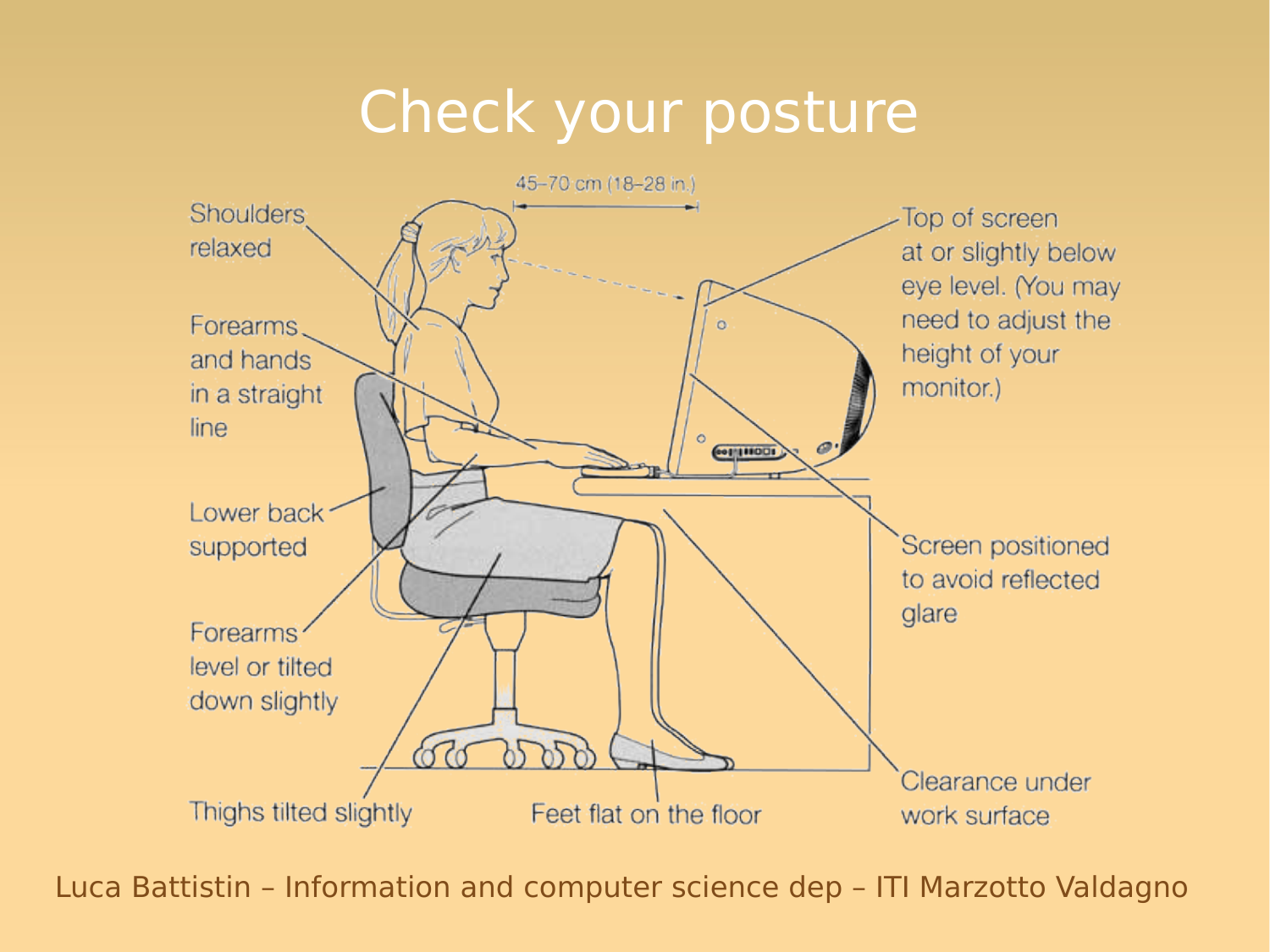# Check your posture

45–70 cm (18–28 in.)

Shoulders relaxed

Forearms and hands in a straight line

Lower back supported

Forearms level or tilted down slightly

Thighs tilted slightly

Feet flat on the floor

Top of screen at or slightly below eye level. (You may need to adjust the height of your monitor.)

Screen positioned to avoid reflected glare

Clearance under work surface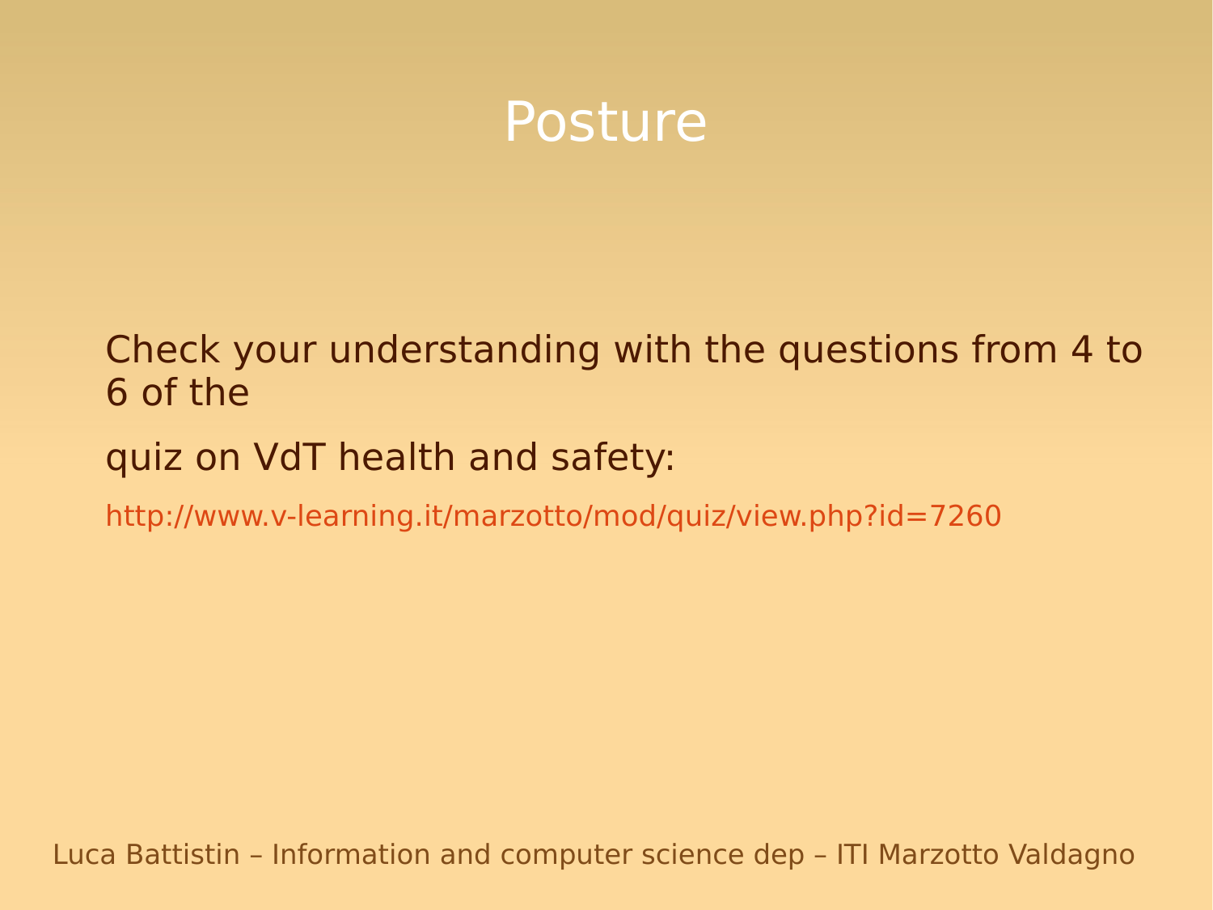# Posture

Check your understanding with the questions from 4 to 6 of the

quiz on VdT health and safety:

http://www.v-learning.it/marzotto/mod/quiz/view.php?id=7260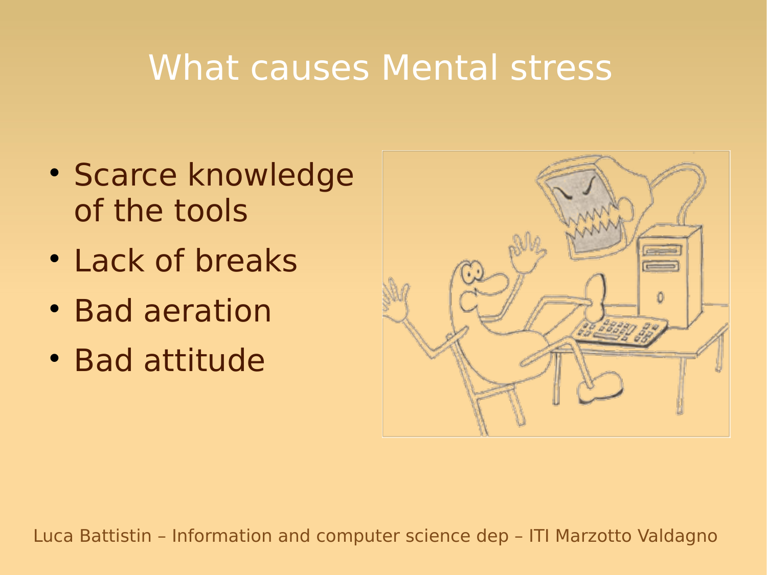# What causes Mental stress

- Scarce knowledge of the tools
- Lack of breaks
- Bad aeration
- Bad attitude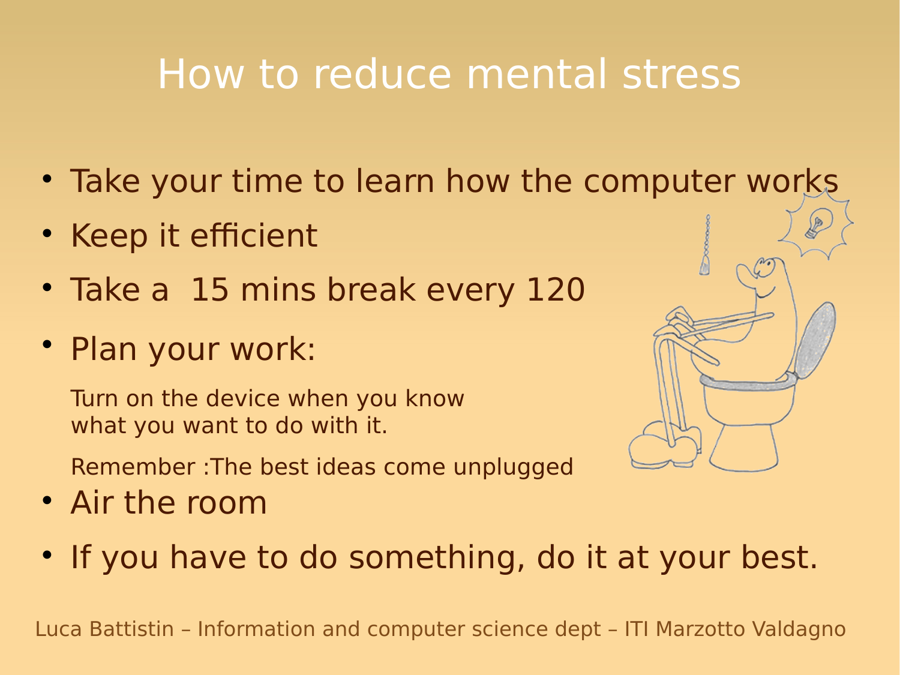# How to reduce mental stress

- Take your time to learn how the computer works
- Keep it efficient
- Take a 15 mins break every 120
- Plan your work:

  Turn on the device when you know what you want to do with it.

  Remember :The best ideas come unplugged
- Air the room
- If you have to do something, do it at your best.

Luca Battistin – Information and computer science dept – ITI Marzotto Valdagno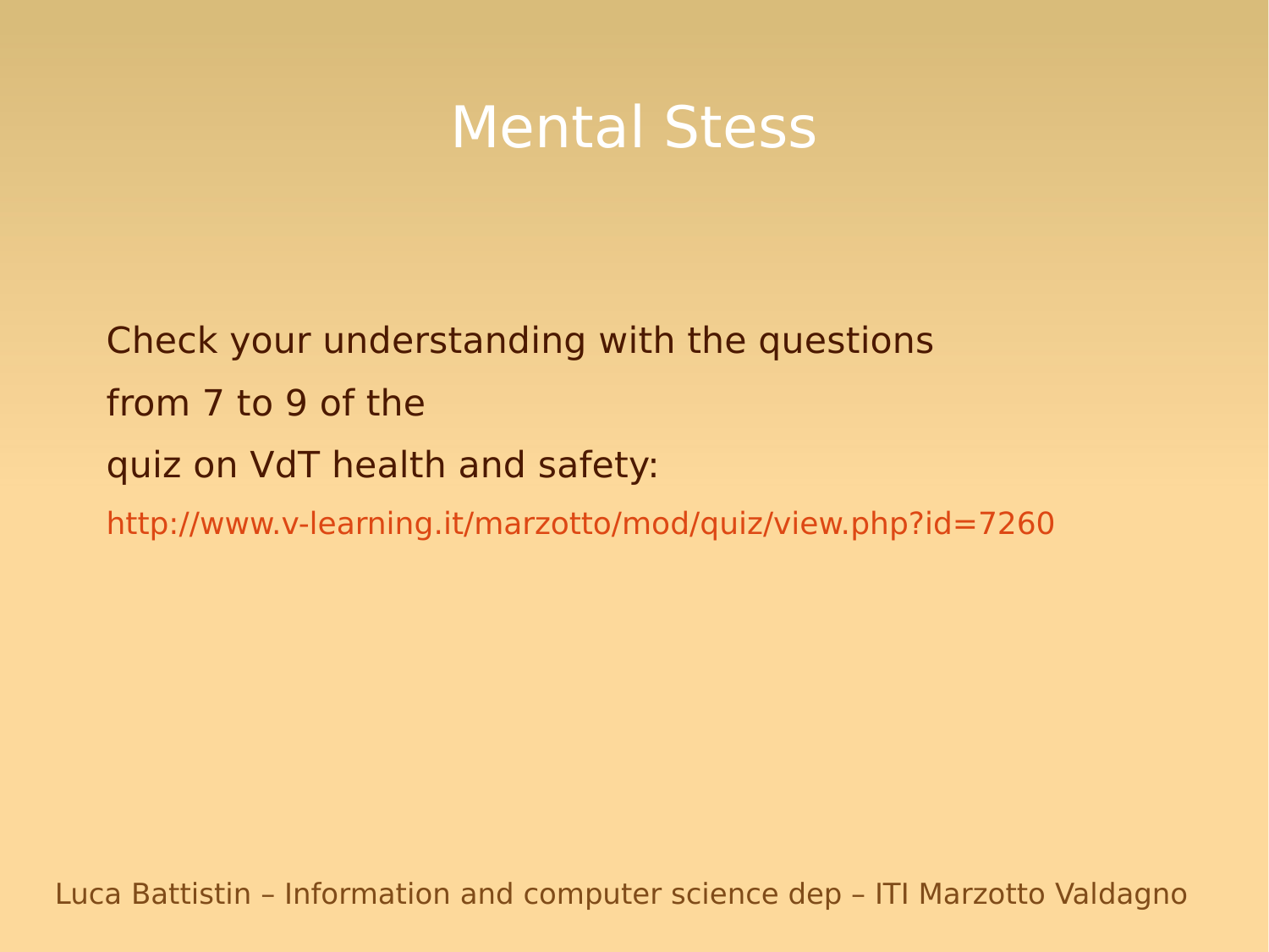# Mental Stess

Check your understanding with the questions

from 7 to 9 of the

quiz on VdT health and safety:

http://www.v-learning.it/marzotto/mod/quiz/view.php?id=7260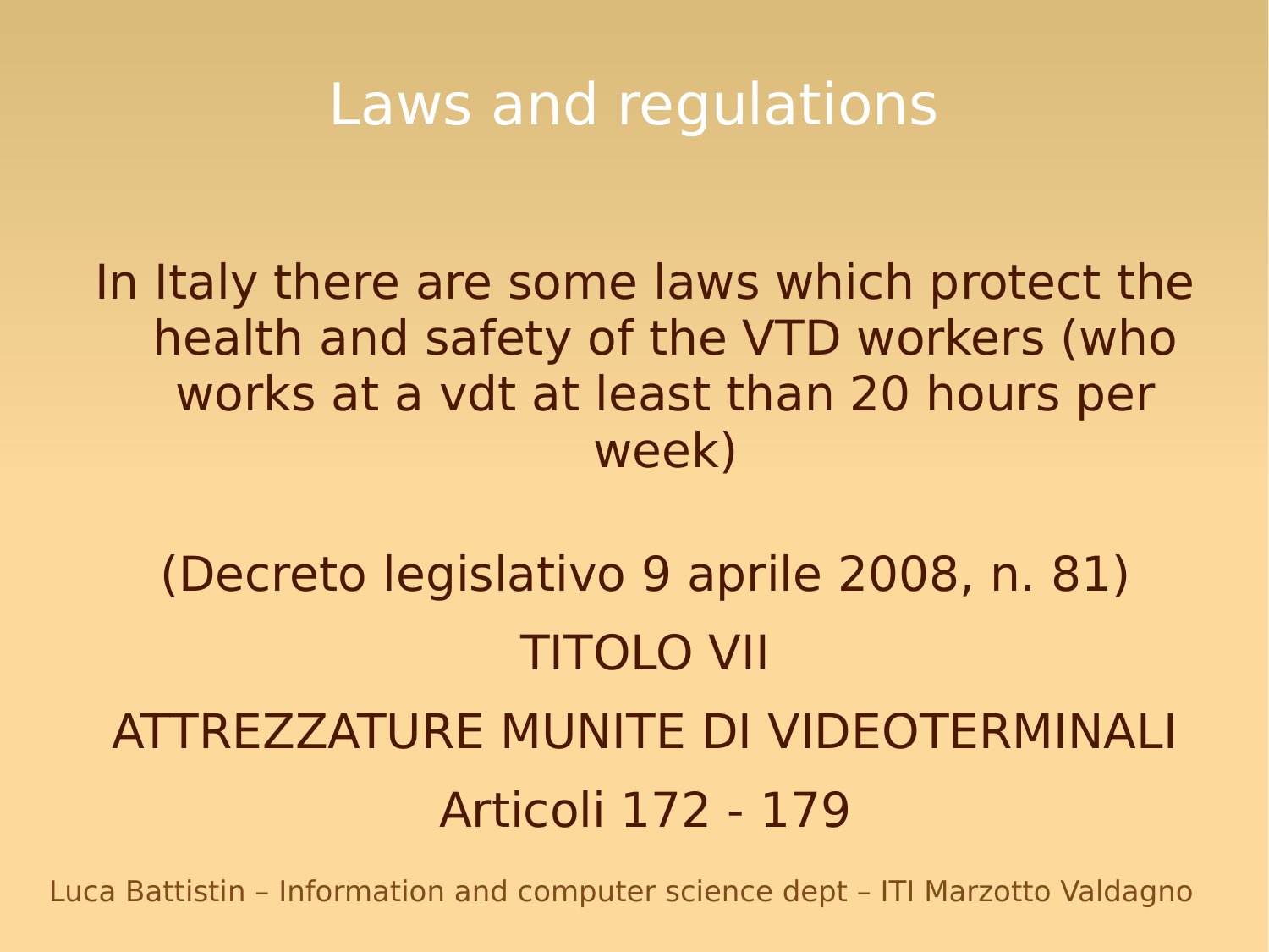# Laws and regulations

In Italy there are some laws which protect the health and safety of the VTD workers (who works at a vdt at least than 20 hours per week)

(Decreto legislativo 9 aprile 2008, n. 81)

TITOLO VII

ATTREZZATURE MUNITE DI VIDEOTERMINALI

Articoli 172 - 179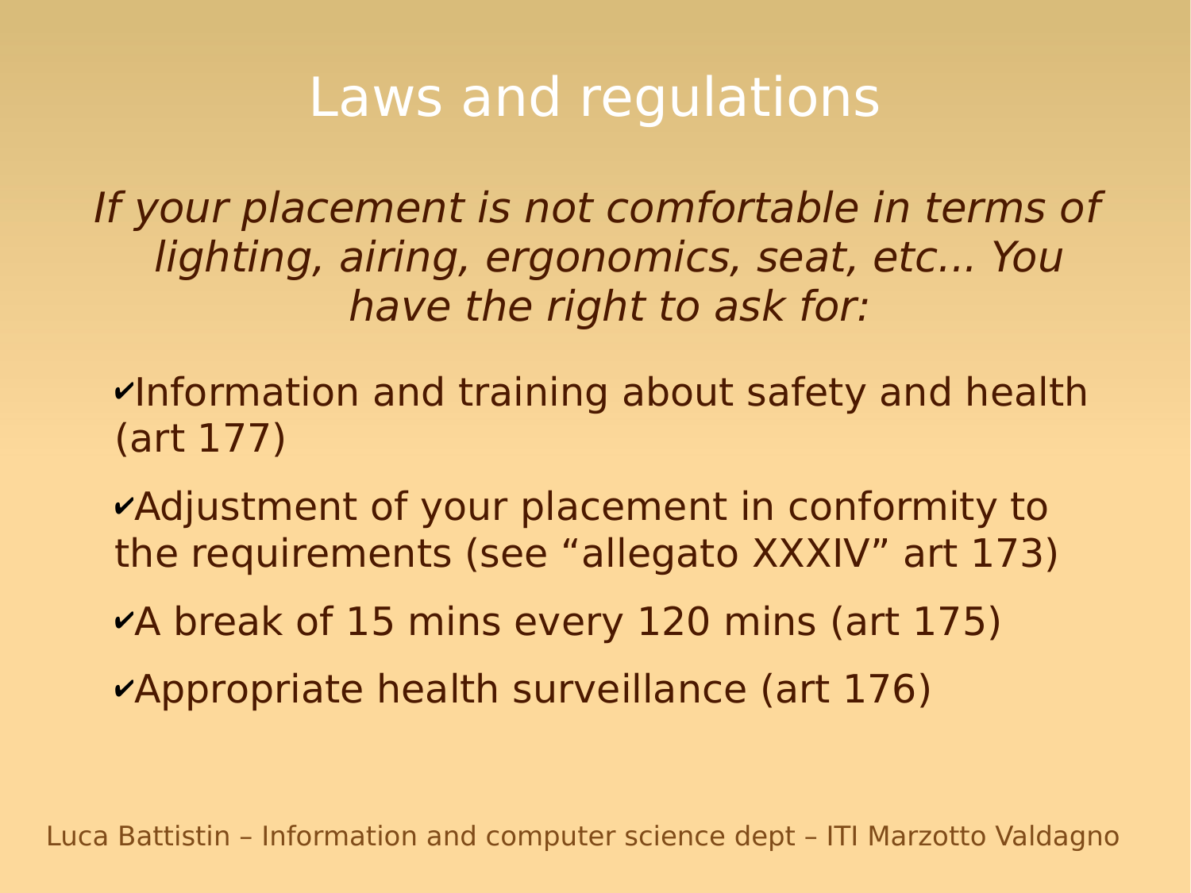# Laws and regulations

*If your placement is not comfortable in terms of lighting, airing, ergonomics, seat, etc... You have the right to ask for:*

- ✔Information and training about safety and health (art 177)
- ✔Adjustment of your placement in conformity to the requirements (see “allegato XXXIV” art 173)
- ✔A break of 15 mins every 120 mins (art 175)
- ✔Appropriate health surveillance (art 176)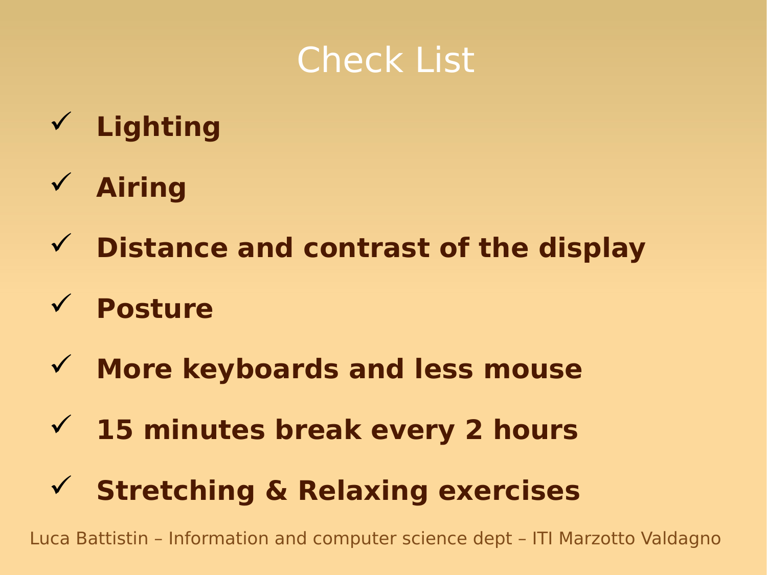# Check List

- ✓ **Lighting**
- ✓ **Airing**
- ✓ **Distance and contrast of the display**
- ✓ **Posture**
- ✓ **More keyboards and less mouse**
- ✓ **15 minutes break every 2 hours**
- ✓ **Stretching & Relaxing exercises**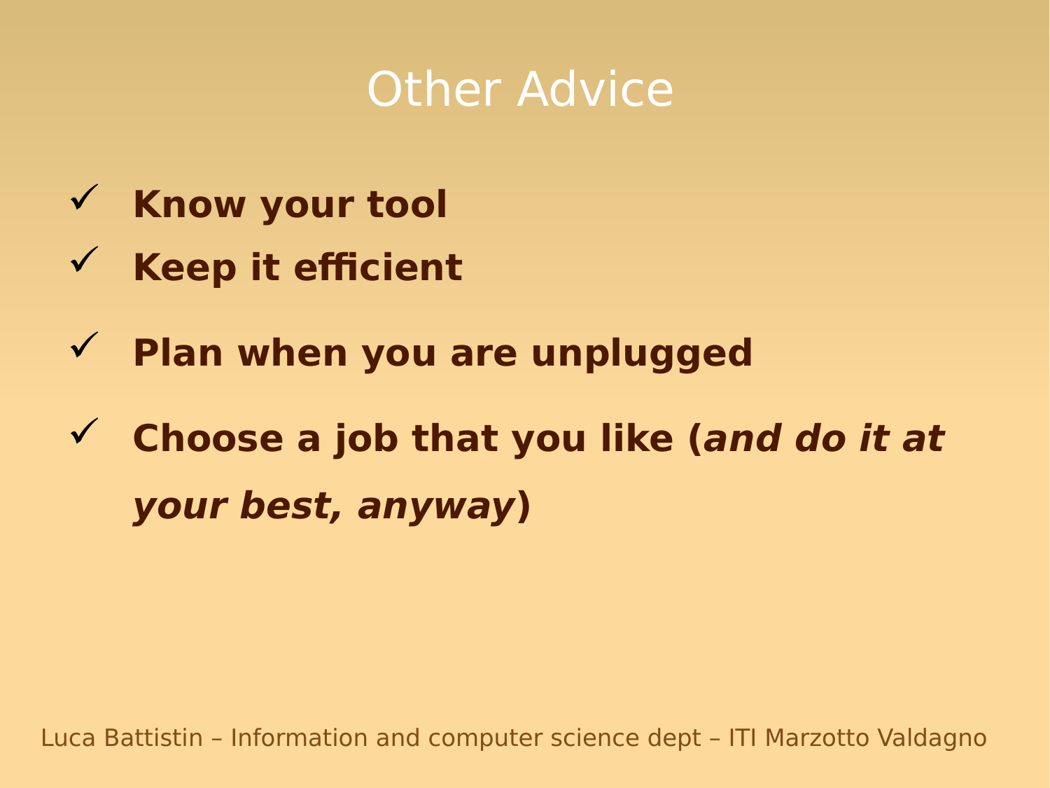# Other Advice

- ✓ **Know your tool**
- ✓ **Keep it efficient**
- ✓ **Plan when you are unplugged**
- ✓ **Choose a job that you like (*and do it at your best, anyway*)**

Luca Battistin – Information and computer science dept – ITI Marzotto Valdagno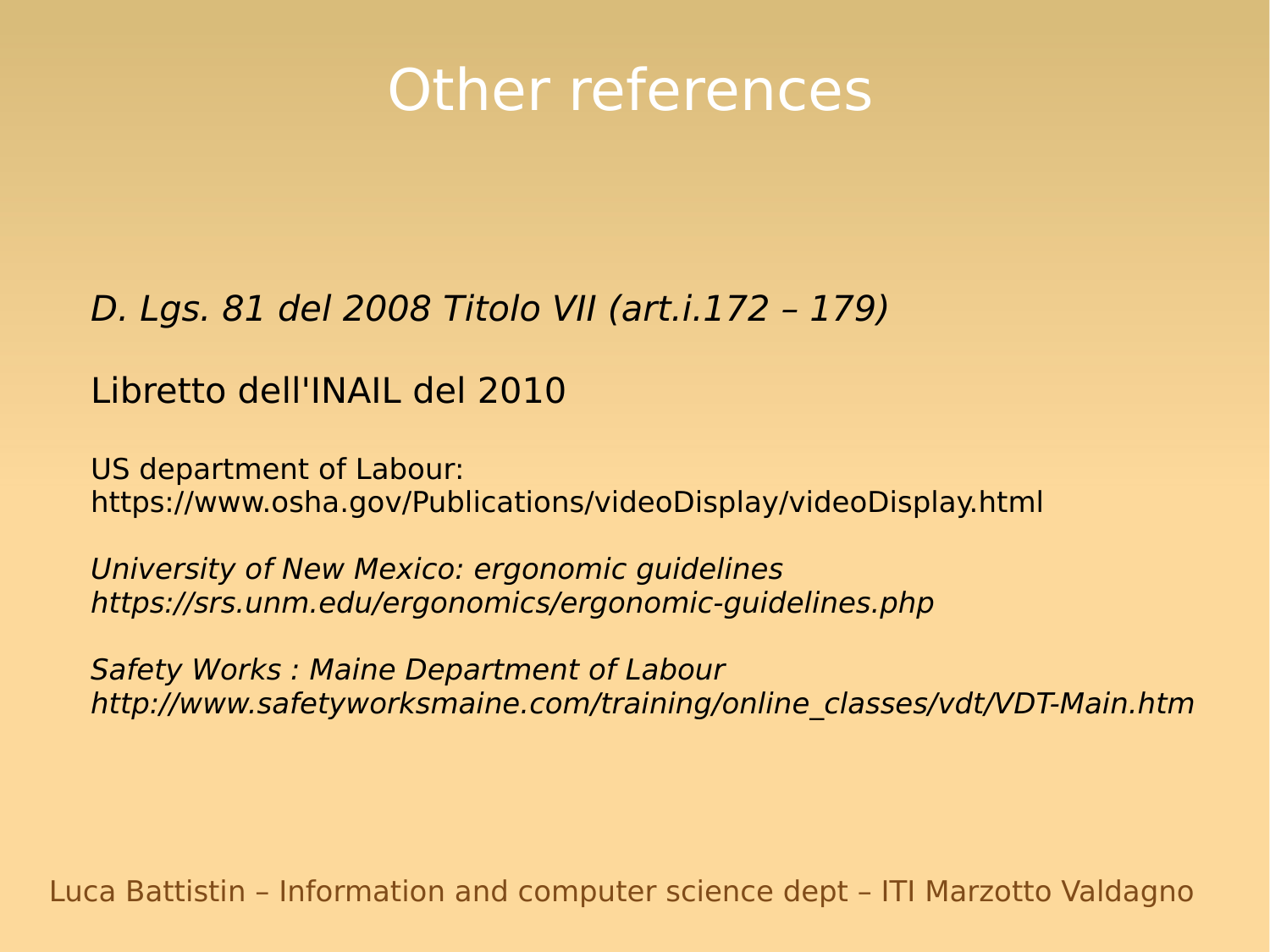# Other references

*D. Lgs. 81 del 2008 Titolo VII (art.i.172 – 179)*

Libretto dell'INAIL del 2010

US department of Labour:
https://www.osha.gov/Publications/videoDisplay/videoDisplay.html

*University of New Mexico: ergonomic guidelines*
*https://srs.unm.edu/ergonomics/ergonomic-guidelines.php*

*Safety Works : Maine Department of Labour*
*http://www.safetyworksmaine.com/training/online_classes/vdt/VDT-Main.htm*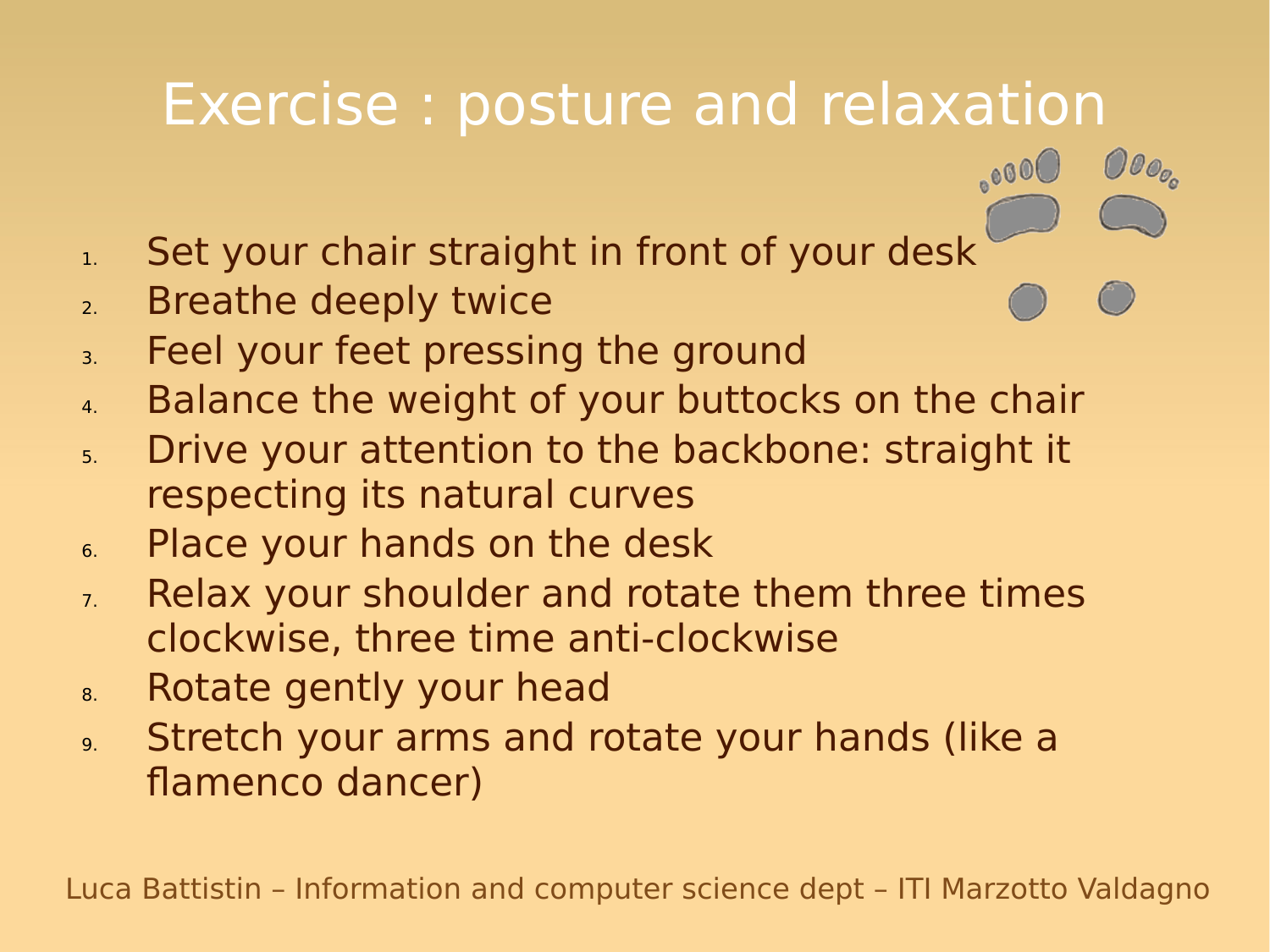# Exercise : posture and relaxation

1. Set your chair straight in front of your desk
2. Breathe deeply twice
3. Feel your feet pressing the ground
4. Balance the weight of your buttocks on the chair
5. Drive your attention to the backbone: straight it respecting its natural curves
6. Place your hands on the desk
7. Relax your shoulder and rotate them three times clockwise, three time anti-clockwise
8. Rotate gently your head
9. Stretch your arms and rotate your hands (like a flamenco dancer)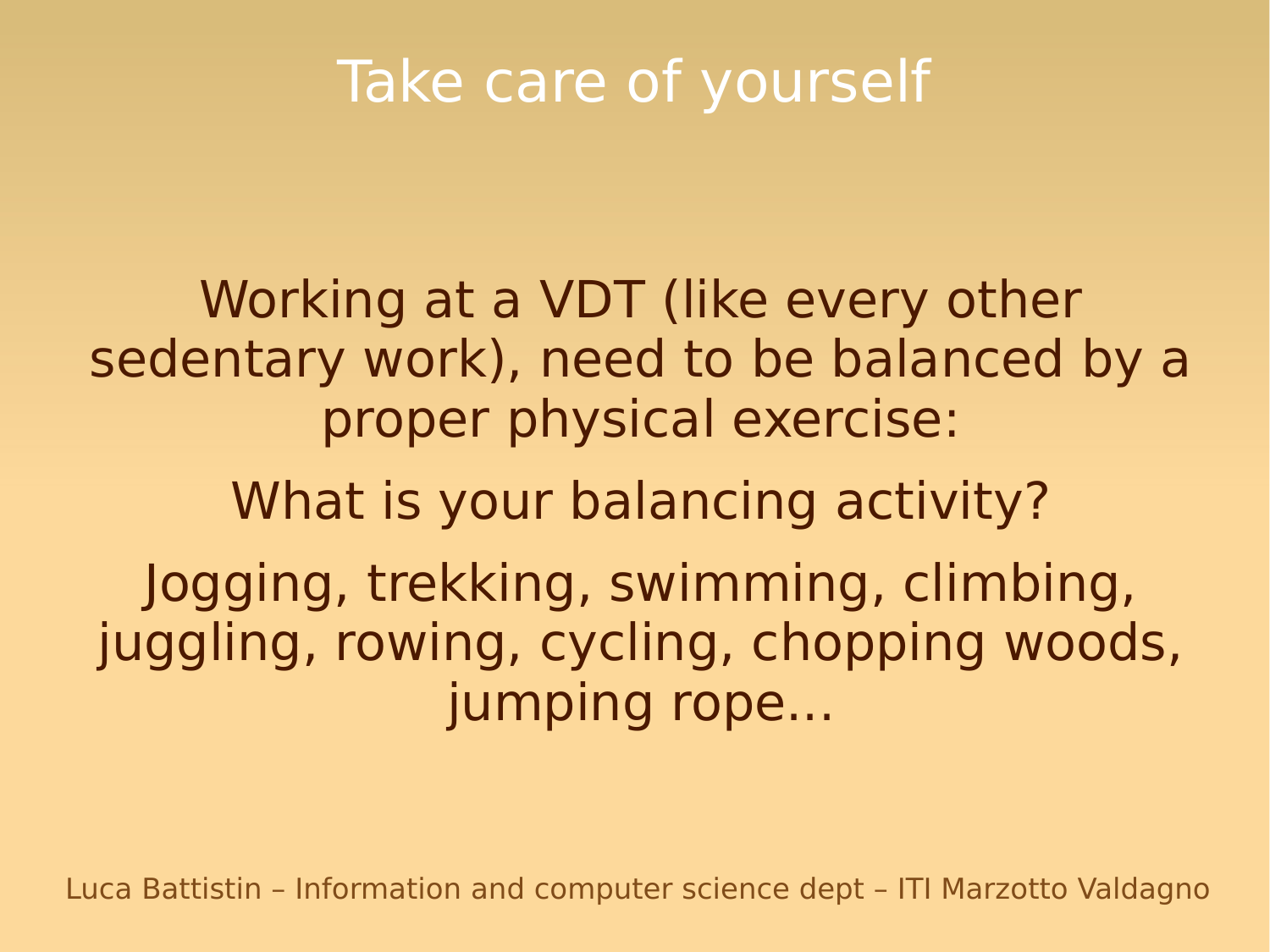# Take care of yourself

Working at a VDT (like every other sedentary work), need to be balanced by a proper physical exercise:

What is your balancing activity?

Jogging, trekking, swimming, climbing, juggling, rowing, cycling, chopping woods, jumping rope...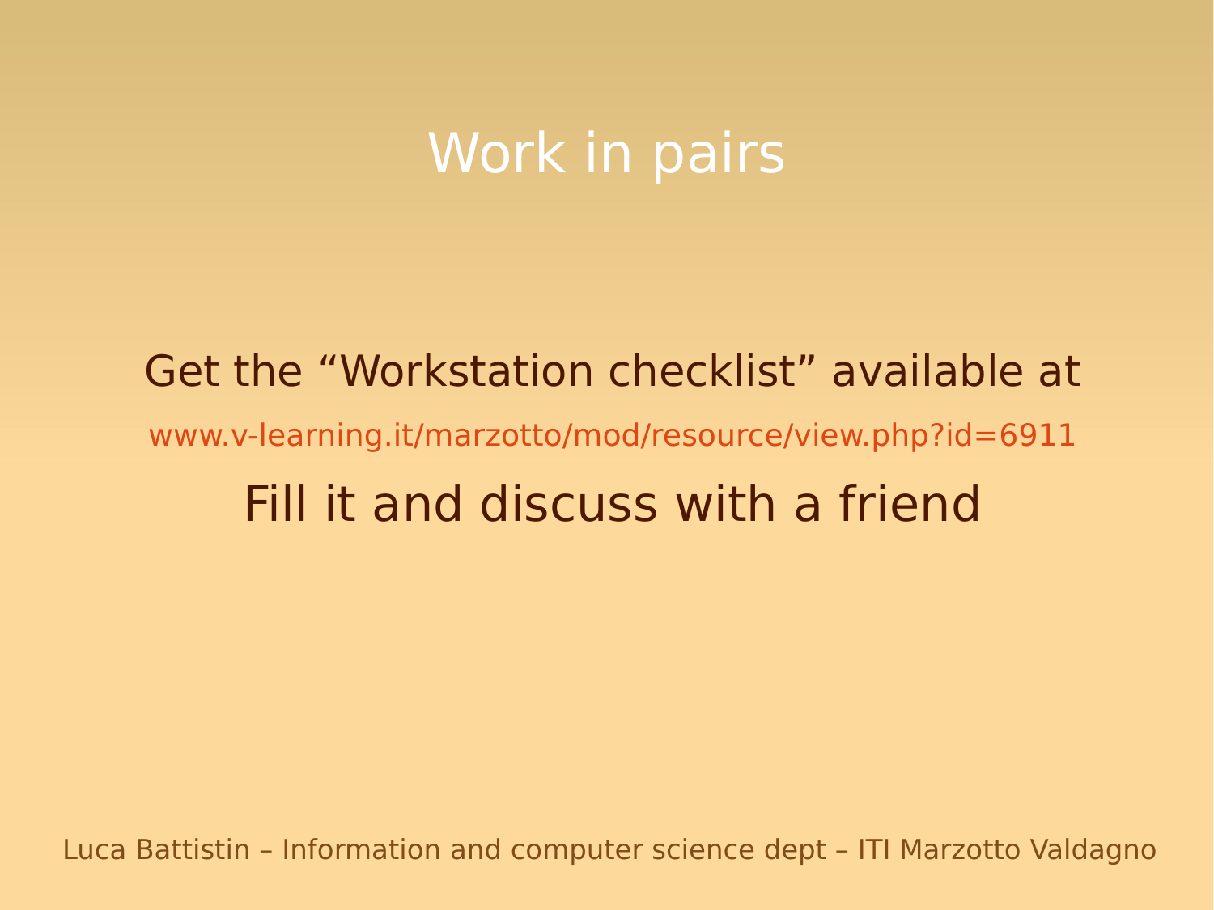# Work in pairs

Get the “Workstation checklist” available at

www.v-learning.it/marzotto/mod/resource/view.php?id=6911

Fill it and discuss with a friend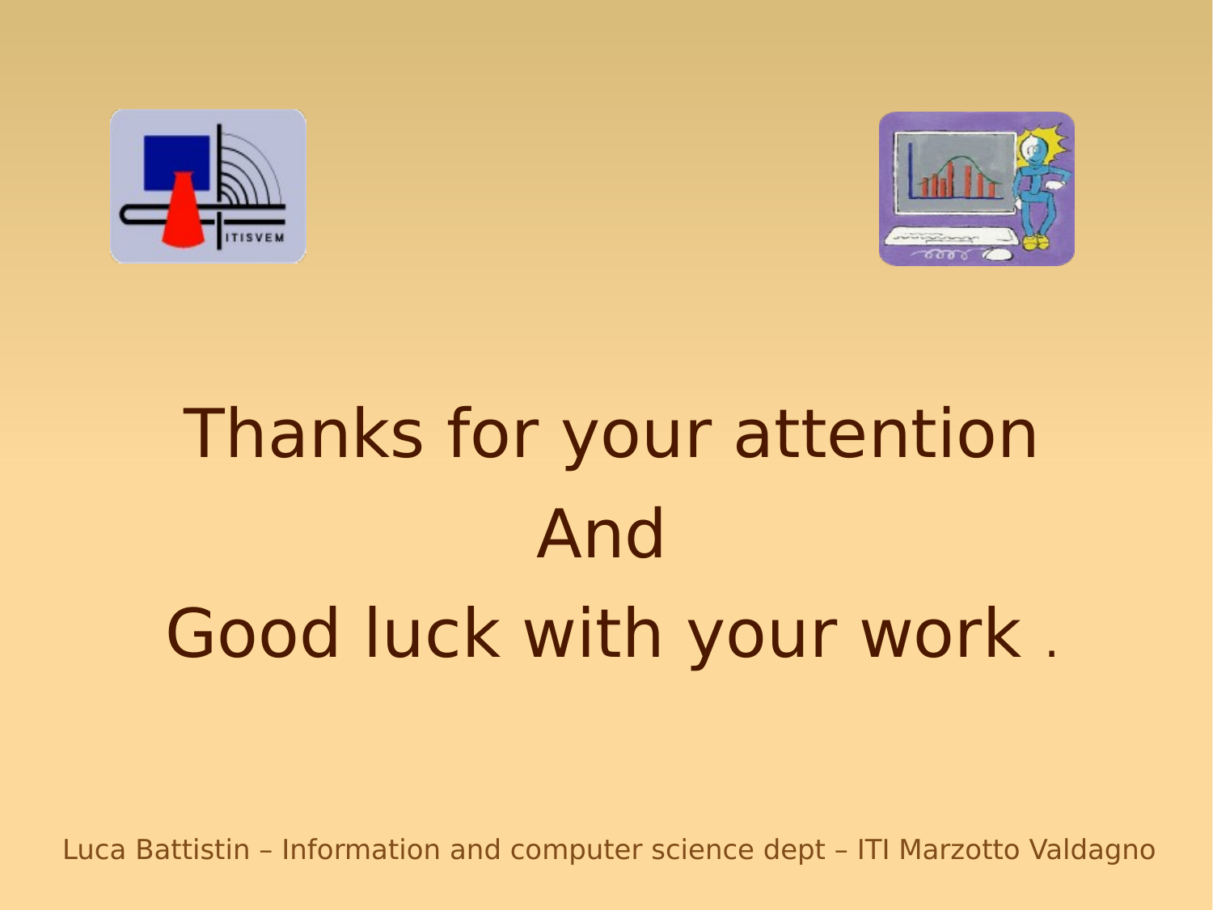Thanks for your attention

And

Good luck with your work .

Luca Battistin – Information and computer science dept – ITI Marzotto Valdagno